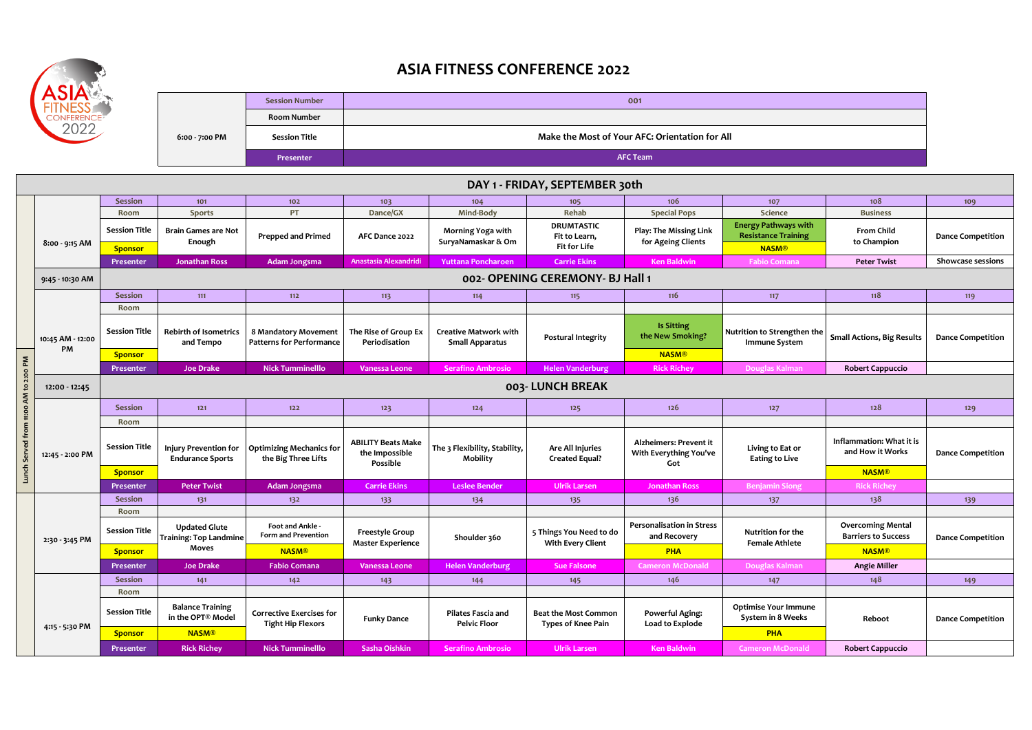# ASIA FITNESS CONFERENCE 2022

| 6:00 - 7:00 PM | | |
|---|---|---|
| | Session Number | 001 |
| | Room Number | |
| | Session Title | Make the Most of Your AFC: Orientation for All |
| | Presenter | AFC Team |

## DAY 1 - FRIDAY, SEPTEMBER 30th

Lunch Served from 11:00 AM to 2:00 PM

| Time | | | | | | | | | | |
|---|---|---|---|---|---|---|---|---|---|---|
| 8:00 - 9:15 AM | Session | 101 | 102 | 103 | 104 | 105 | 106 | 107 | 108 | 109 |
| | Room | Sports | PT | Dance/GX | Mind-Body | Rehab | Special Pops | Science | Business | |
| | Session Title | Brain Games are Not Enough | Prepped and Primed | AFC Dance 2022 | Morning Yoga with SuryaNamaskar & Om | DRUMTASTIC Fit to Learn, Fit for Life | Play: The Missing Link for Ageing Clients | Energy Pathways with Resistance Training | From Child to Champion | Dance Competition |
| | Sponsor | | | | | | | NASM® | | |
| | Presenter | Jonathan Ross | Adam Jongsma | Anastasia Alexandridi | Yuttana Poncharoen | Carrie Ekins | Ken Baldwin | Fabio Comana | Peter Twist | Showcase sessions |
| 9:45 - 10:30 AM | 002- OPENING CEREMONY- BJ Hall 1 | | | | | | | | | |
| 10:45 AM - 12:00 PM | Session | 111 | 112 | 113 | 114 | 115 | 116 | 117 | 118 | 119 |
| | Room | | | | | | | | | |
| | Session Title | Rebirth of Isometrics and Tempo | 8 Mandatory Movement Patterns for Performance | The Rise of Group Ex Periodisation | Creative Matwork with Small Apparatus | Postural Integrity | Is Sitting the New Smoking? | Nutrition to Strengthen the Immune System | Small Actions, Big Results | Dance Competition |
| | Sponsor | | | | | | NASM® | | | |
| | Presenter | Joe Drake | Nick Tumminelllo | Vanessa Leone | Serafino Ambrosio | Helen Vanderburg | Rick Richey | Douglas Kalman | Robert Cappuccio | |
| 12:00 - 12:45 | 003- LUNCH BREAK | | | | | | | | | |
| 12:45 - 2:00 PM | Session | 121 | 122 | 123 | 124 | 125 | 126 | 127 | 128 | 129 |
| | Room | | | | | | | | | |
| | Session Title | Injury Prevention for Endurance Sports | Optimizing Mechanics for the Big Three Lifts | ABILITY Beats Make the Impossible Possible | The 3 Flexibility, Stability, Mobility | Are All Injuries Created Equal? | Alzheimers: Prevent it With Everything You've Got | Living to Eat or Eating to Live | Inflammation: What it is and How it Works | Dance Competition |
| | Sponsor | | | | | | | | NASM® | |
| | Presenter | Peter Twist | Adam Jongsma | Carrie Ekins | Leslee Bender | Ulrik Larsen | Jonathan Ross | Benjamin Siong | Rick Richey | |
| 2:30 - 3:45 PM | Session | 131 | 132 | 133 | 134 | 135 | 136 | 137 | 138 | 139 |
| | Room | | | | | | | | | |
| | Session Title | Updated Glute Training: Top Landmine Moves | Foot and Ankle - Form and Prevention | Freestyle Group Master Experience | Shoulder 360 | 5 Things You Need to do With Every Client | Personalisation in Stress and Recovery | Nutrition for the Female Athlete | Overcoming Mental Barriers to Success | Dance Competition |
| | Sponsor | | NASM® | | | | PHA | | NASM® | |
| | Presenter | Joe Drake | Fabio Comana | Vanessa Leone | Helen Vanderburg | Sue Falsone | Cameron McDonald | Douglas Kalman | Angie Miller | |
| 4:15 - 5:30 PM | Session | 141 | 142 | 143 | 144 | 145 | 146 | 147 | 148 | 149 |
| | Room | | | | | | | | | |
| | Session Title | Balance Training in the OPT® Model | Corrective Exercises for Tight Hip Flexors | Funky Dance | Pilates Fascia and Pelvic Floor | Beat the Most Common Types of Knee Pain | Powerful Aging: Load to Explode | Optimise Your Immune System in 8 Weeks | Reboot | Dance Competition |
| | Sponsor | NASM® | | | | | | PHA | | |
| | Presenter | Rick Richey | Nick Tumminelllo | Sasha Oishkin | Serafino Ambrosio | Ulrik Larsen | Ken Baldwin | Cameron McDonald | Robert Cappuccio | |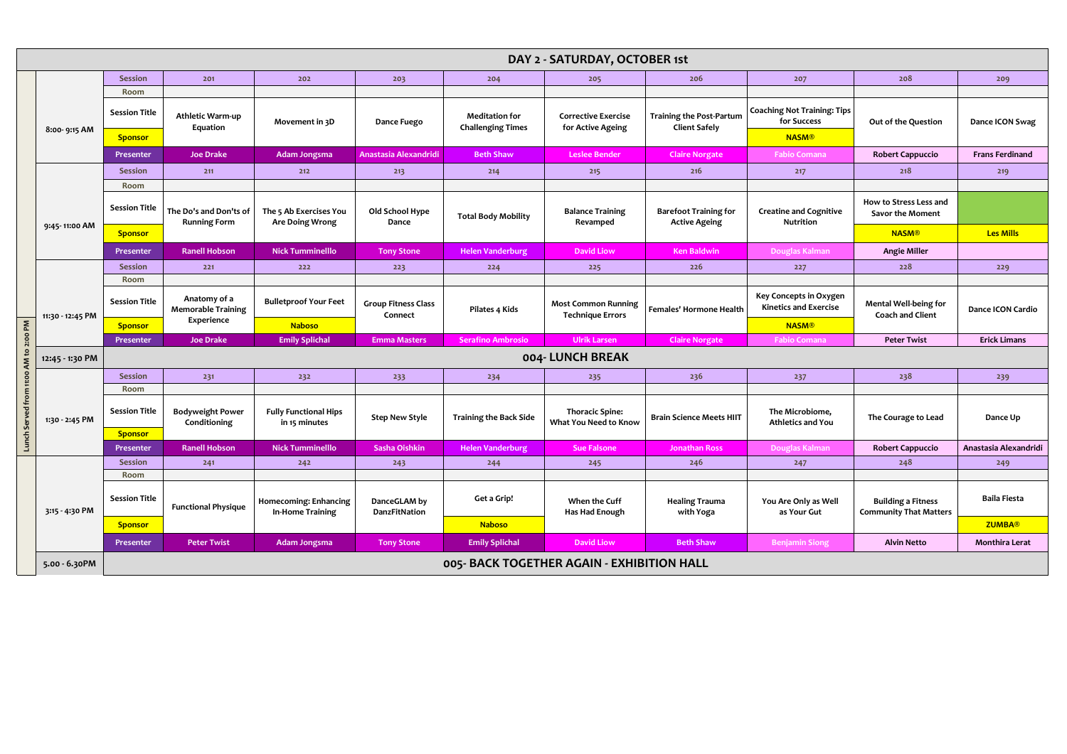# DAY 2 - SATURDAY, OCTOBER 1st

| Time | | 201 | 202 | 203 | 204 | 205 | 206 | 207 | 208 | 209 |
|---|---|---|---|---|---|---|---|---|---|---|
| 8:00- 9:15 AM | Session | 201 | 202 | 203 | 204 | 205 | 206 | 207 | 208 | 209 |
| | Room | | | | | | | | | |
| | Session Title | Athletic Warm-up Equation | Movement in 3D | Dance Fuego | Meditation for Challenging Times | Corrective Exercise for Active Ageing | Training the Post-Partum Client Safely | Coaching Not Training: Tips for Success | Out of the Question | Dance ICON Swag |
| | Sponsor | | | | | | | NASM® | | |
| | Presenter | Joe Drake | Adam Jongsma | Anastasia Alexandridi | Beth Shaw | Leslee Bender | Claire Norgate | Fabio Comana | Robert Cappuccio | Frans Ferdinand |
| 9:45- 11:00 AM | Session | 211 | 212 | 213 | 214 | 215 | 216 | 217 | 218 | 219 |
| | Room | | | | | | | | | |
| | Session Title | The Do's and Don'ts of Running Form | The 5 Ab Exercises You Are Doing Wrong | Old School Hype Dance | Total Body Mobility | Balance Training Revamped | Barefoot Training for Active Ageing | Creatine and Cognitive Nutrition | How to Stress Less and Savor the Moment | |
| | Sponsor | | | | | | | | NASM® | Les Mills |
| | Presenter | Ranell Hobson | Nick Tumminelllo | Tony Stone | Helen Vanderburg | David Liow | Ken Baldwin | Douglas Kalman | Angie Miller | |
| 11:30 - 12:45 PM | Session | 221 | 222 | 223 | 224 | 225 | 226 | 227 | 228 | 229 |
| | Room | | | | | | | | | |
| | Session Title | Anatomy of a Memorable Training Experience | Bulletproof Your Feet | Group Fitness Class Connect | Pilates 4 Kids | Most Common Running Technique Errors | Females' Hormone Health | Key Concepts in Oxygen Kinetics and Exercise | Mental Well-being for Coach and Client | Dance ICON Cardio |
| | Sponsor | | Naboso | | | | | NASM® | | |
| | Presenter | Joe Drake | Emily Splichal | Emma Masters | Serafino Ambrosio | Ulrik Larsen | Claire Norgate | Fabio Comana | Peter Twist | Erick Limans |
| 12:45 - 1:30 PM | 004- LUNCH BREAK | | | | | | | | | |
| 1:30 - 2:45 PM | Session | 231 | 232 | 233 | 234 | 235 | 236 | 237 | 238 | 239 |
| | Room | | | | | | | | | |
| | Session Title | Bodyweight Power Conditioning | Fully Functional Hips in 15 minutes | Step New Style | Training the Back Side | Thoracic Spine: What You Need to Know | Brain Science Meets HIIT | The Microbiome, Athletics and You | The Courage to Lead | Dance Up |
| | Sponsor | | | | | | | | | |
| | Presenter | Ranell Hobson | Nick Tumminelllo | Sasha Oishkin | Helen Vanderburg | Sue Falsone | Jonathan Ross | Douglas Kalman | Robert Cappuccio | Anastasia Alexandridi |
| 3:15 - 4:30 PM | Session | 241 | 242 | 243 | 244 | 245 | 246 | 247 | 248 | 249 |
| | Room | | | | | | | | | |
| | Session Title | Functional Physique | Homecoming: Enhancing In-Home Training | DanceGLAM by DanzFitNation | Get a Grip! | When the Cuff Has Had Enough | Healing Trauma with Yoga | You Are Only as Well as Your Gut | Building a Fitness Community That Matters | Baila Fiesta |
| | Sponsor | | | | Naboso | | | | | ZUMBA® |
| | Presenter | Peter Twist | Adam Jongsma | Tony Stone | Emily Splichal | David Liow | Beth Shaw | Benjamin Siong | Alvin Netto | Monthira Lerat |
| 5.00 - 6.30PM | 005- BACK TOGETHER AGAIN - EXHIBITION HALL | | | | | | | | | |

Lunch Served from 11:00 AM to 2:00 PM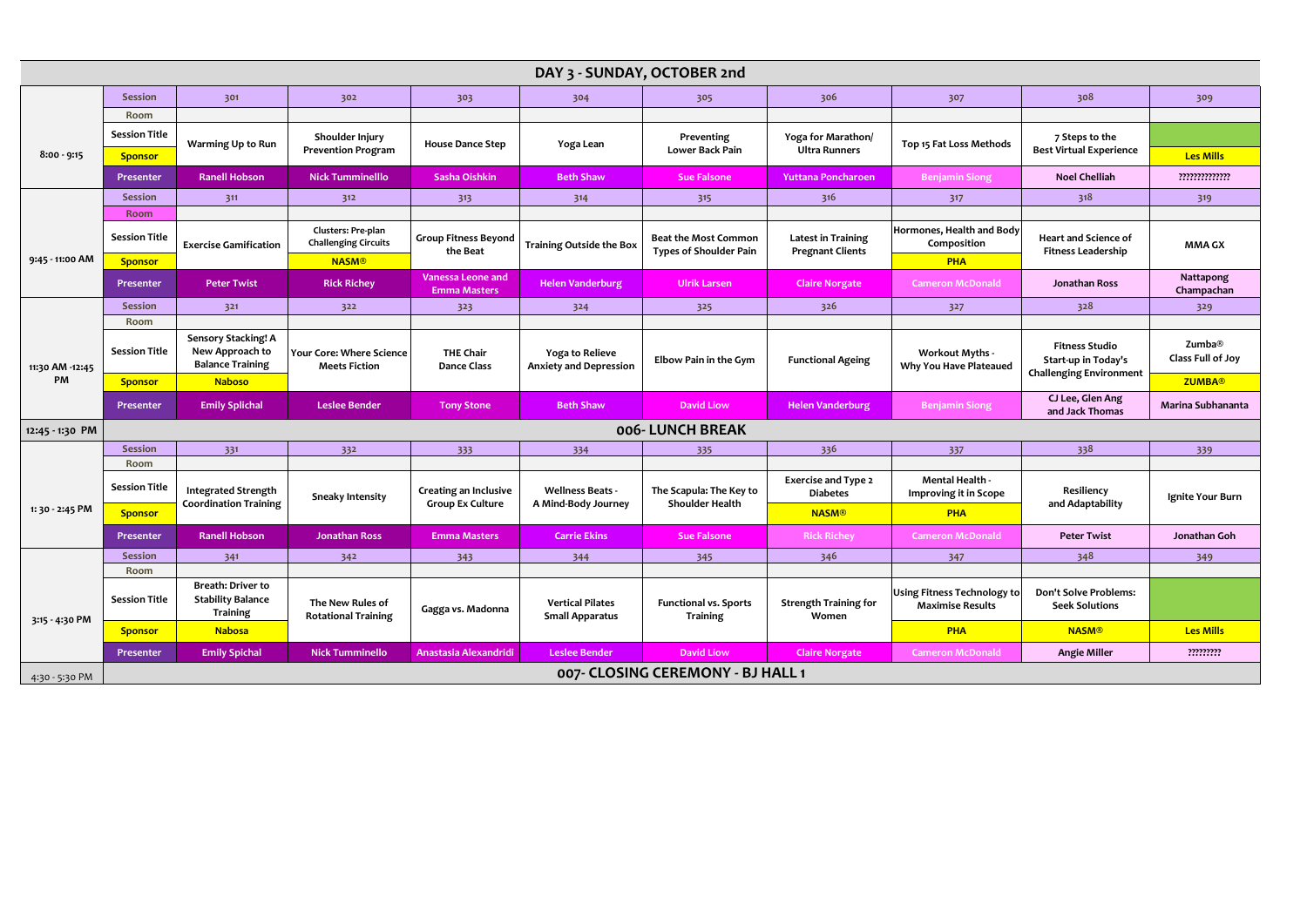# DAY 3 - SUNDAY, OCTOBER 2nd

| | | | | | | | | | | |
|---|---|---|---|---|---|---|---|---|---|---|
| 8:00 - 9:15 | Session | 301 | 302 | 303 | 304 | 305 | 306 | 307 | 308 | 309 |
| | Room | | | | | | | | | |
| | Session Title | Warming Up to Run | Shoulder Injury Prevention Program | House Dance Step | Yoga Lean | Preventing Lower Back Pain | Yoga for Marathon/ Ultra Runners | Top 15 Fat Loss Methods | 7 Steps to the Best Virtual Experience | |
| | Sponsor | | | | | | | | | Les Mills |
| | Presenter | Ranell Hobson | Nick Tumminello | Sasha Oishkin | Beth Shaw | Sue Falsone | Yuttana Poncharoen | Benjamin Siong | Noel Chelliah | ????????????? |
| 9:45 - 11:00 AM | Session | 311 | 312 | 313 | 314 | 315 | 316 | 317 | 318 | 319 |
| | Room | | | | | | | | | |
| | Session Title | Exercise Gamification | Clusters: Pre-plan Challenging Circuits | Group Fitness Beyond the Beat | Training Outside the Box | Beat the Most Common Types of Shoulder Pain | Latest in Training Pregnant Clients | Hormones, Health and Body Composition | Heart and Science of Fitness Leadership | MMA GX |
| | Sponsor | | NASM® | | | | | PHA | | |
| | Presenter | Peter Twist | Rick Richey | Vanessa Leone and Emma Masters | Helen Vanderburg | Ulrik Larsen | Claire Norgate | Cameron McDonald | Jonathan Ross | Nattapong Champachan |
| 11:30 AM -12:45 PM | Session | 321 | 322 | 323 | 324 | 325 | 326 | 327 | 328 | 329 |
| | Room | | | | | | | | | |
| | Session Title | Sensory Stacking! A New Approach to Balance Training | Your Core: Where Science Meets Fiction | THE Chair Dance Class | Yoga to Relieve Anxiety and Depression | Elbow Pain in the Gym | Functional Ageing | Workout Myths - Why You Have Plateaued | Fitness Studio Start-up in Today's Challenging Environment | Zumba® Class Full of Joy |
| | Sponsor | Naboso | | | | | | | | ZUMBA® |
| | Presenter | Emily Splichal | Leslee Bender | Tony Stone | Beth Shaw | David Liow | Helen Vanderburg | Benjamin Siong | CJ Lee, Glen Ang and Jack Thomas | Marina Subhananta |
| 12:45 - 1:30 PM | 006- LUNCH BREAK | | | | | | | | | |
| 1:30 - 2:45 PM | Session | 331 | 332 | 333 | 334 | 335 | 336 | 337 | 338 | 339 |
| | Room | | | | | | | | | |
| | Session Title | Integrated Strength Coordination Training | Sneaky Intensity | Creating an Inclusive Group Ex Culture | Wellness Beats - A Mind-Body Journey | The Scapula: The Key to Shoulder Health | Exercise and Type 2 Diabetes | Mental Health - Improving it in Scope | Resiliency and Adaptability | Ignite Your Burn |
| | Sponsor | | | | | | NASM® | PHA | | |
| | Presenter | Ranell Hobson | Jonathan Ross | Emma Masters | Carrie Ekins | Sue Falsone | Rick Richey | Cameron McDonald | Peter Twist | Jonathan Goh |
| 3:15 - 4:30 PM | Session | 341 | 342 | 343 | 344 | 345 | 346 | 347 | 348 | 349 |
| | Room | | | | | | | | | |
| | Session Title | Breath: Driver to Stability Balance Training | The New Rules of Rotational Training | Gagga vs. Madonna | Vertical Pilates Small Apparatus | Functional vs. Sports Training | Strength Training for Women | Using Fitness Technology to Maximise Results | Don't Solve Problems: Seek Solutions | |
| | Sponsor | Nabosa | | | | | | PHA | NASM® | Les Mills |
| | Presenter | Emily Spichal | Nick Tumminello | Anastasia Alexandridi | Leslee Bender | David Liow | Claire Norgate | Cameron McDonald | Angie Miller | ???????? |
| 4:30 - 5:30 PM | 007- CLOSING CEREMONY - BJ HALL 1 | | | | | | | | | |